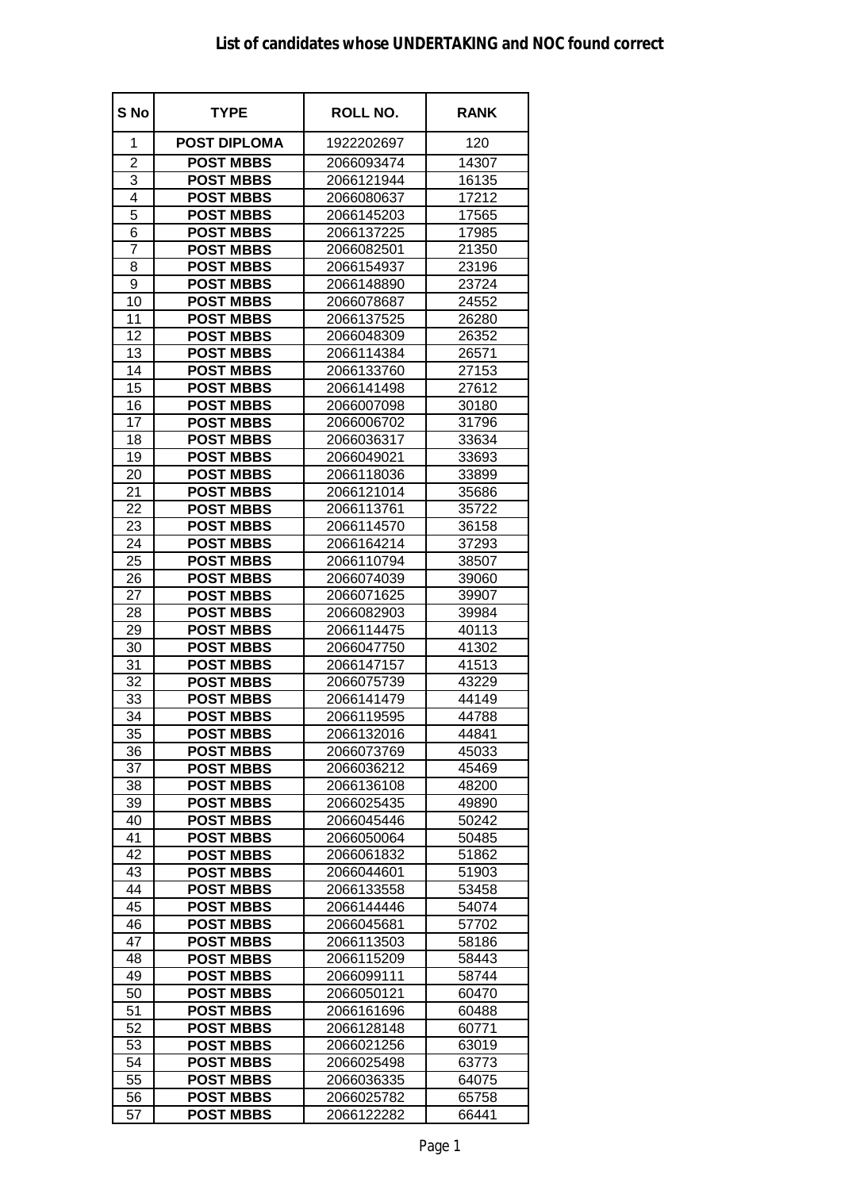**List of candidates whose UNDERTAKING and NOC found correct**

| S No | TYPE | ROLL NO. | RANK |
|---|---|---|---|
| 1 | **POST DIPLOMA** | 1922202697 | 120 |
| 2 | **POST MBBS** | 2066093474 | 14307 |
| 3 | **POST MBBS** | 2066121944 | 16135 |
| 4 | **POST MBBS** | 2066080637 | 17212 |
| 5 | **POST MBBS** | 2066145203 | 17565 |
| 6 | **POST MBBS** | 2066137225 | 17985 |
| 7 | **POST MBBS** | 2066082501 | 21350 |
| 8 | **POST MBBS** | 2066154937 | 23196 |
| 9 | **POST MBBS** | 2066148890 | 23724 |
| 10 | **POST MBBS** | 2066078687 | 24552 |
| 11 | **POST MBBS** | 2066137525 | 26280 |
| 12 | **POST MBBS** | 2066048309 | 26352 |
| 13 | **POST MBBS** | 2066114384 | 26571 |
| 14 | **POST MBBS** | 2066133760 | 27153 |
| 15 | **POST MBBS** | 2066141498 | 27612 |
| 16 | **POST MBBS** | 2066007098 | 30180 |
| 17 | **POST MBBS** | 2066006702 | 31796 |
| 18 | **POST MBBS** | 2066036317 | 33634 |
| 19 | **POST MBBS** | 2066049021 | 33693 |
| 20 | **POST MBBS** | 2066118036 | 33899 |
| 21 | **POST MBBS** | 2066121014 | 35686 |
| 22 | **POST MBBS** | 2066113761 | 35722 |
| 23 | **POST MBBS** | 2066114570 | 36158 |
| 24 | **POST MBBS** | 2066164214 | 37293 |
| 25 | **POST MBBS** | 2066110794 | 38507 |
| 26 | **POST MBBS** | 2066074039 | 39060 |
| 27 | **POST MBBS** | 2066071625 | 39907 |
| 28 | **POST MBBS** | 2066082903 | 39984 |
| 29 | **POST MBBS** | 2066114475 | 40113 |
| 30 | **POST MBBS** | 2066047750 | 41302 |
| 31 | **POST MBBS** | 2066147157 | 41513 |
| 32 | **POST MBBS** | 2066075739 | 43229 |
| 33 | **POST MBBS** | 2066141479 | 44149 |
| 34 | **POST MBBS** | 2066119595 | 44788 |
| 35 | **POST MBBS** | 2066132016 | 44841 |
| 36 | **POST MBBS** | 2066073769 | 45033 |
| 37 | **POST MBBS** | 2066036212 | 45469 |
| 38 | **POST MBBS** | 2066136108 | 48200 |
| 39 | **POST MBBS** | 2066025435 | 49890 |
| 40 | **POST MBBS** | 2066045446 | 50242 |
| 41 | **POST MBBS** | 2066050064 | 50485 |
| 42 | **POST MBBS** | 2066061832 | 51862 |
| 43 | **POST MBBS** | 2066044601 | 51903 |
| 44 | **POST MBBS** | 2066133558 | 53458 |
| 45 | **POST MBBS** | 2066144446 | 54074 |
| 46 | **POST MBBS** | 2066045681 | 57702 |
| 47 | **POST MBBS** | 2066113503 | 58186 |
| 48 | **POST MBBS** | 2066115209 | 58443 |
| 49 | **POST MBBS** | 2066099111 | 58744 |
| 50 | **POST MBBS** | 2066050121 | 60470 |
| 51 | **POST MBBS** | 2066161696 | 60488 |
| 52 | **POST MBBS** | 2066128148 | 60771 |
| 53 | **POST MBBS** | 2066021256 | 63019 |
| 54 | **POST MBBS** | 2066025498 | 63773 |
| 55 | **POST MBBS** | 2066036335 | 64075 |
| 56 | **POST MBBS** | 2066025782 | 65758 |
| 57 | **POST MBBS** | 2066122282 | 66441 |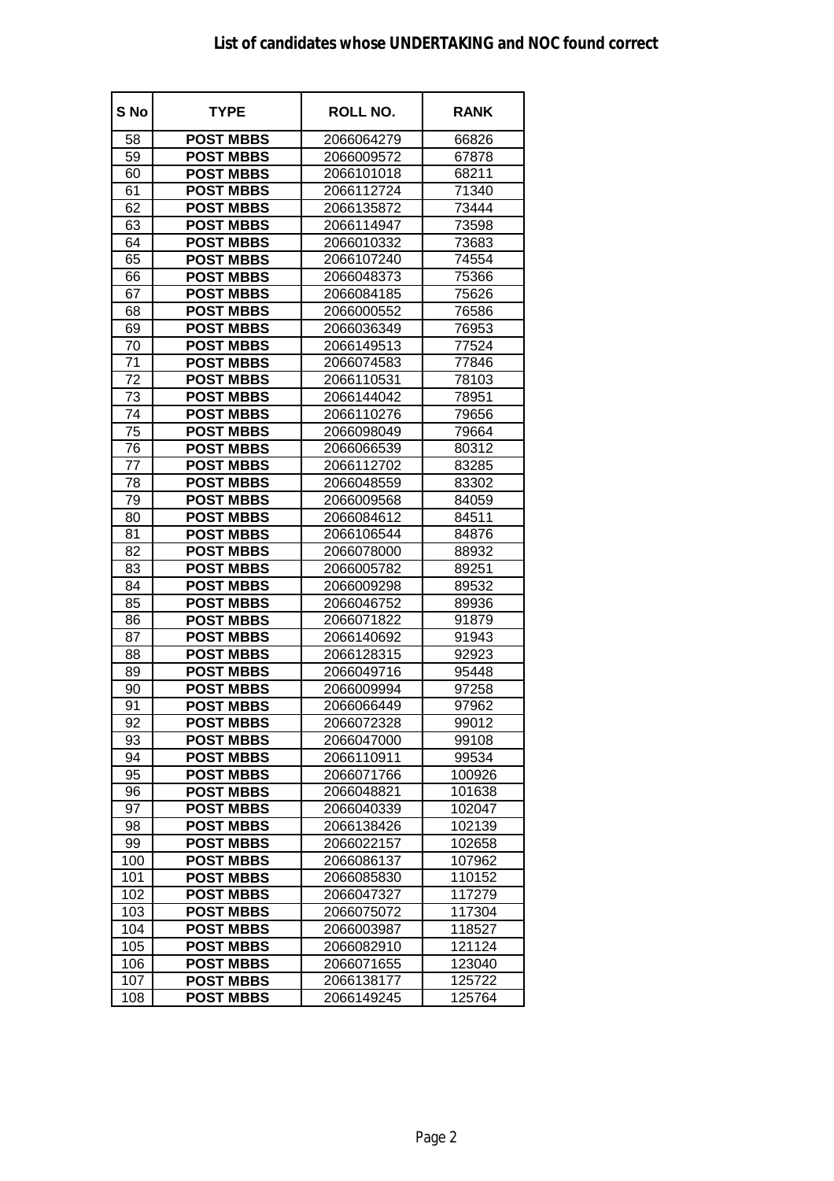## List of candidates whose UNDERTAKING and NOC found correct

| S No | TYPE | ROLL NO. | RANK |
|---|---|---|---|
| 58 | **POST MBBS** | 2066064279 | 66826 |
| 59 | **POST MBBS** | 2066009572 | 67878 |
| 60 | **POST MBBS** | 2066101018 | 68211 |
| 61 | **POST MBBS** | 2066112724 | 71340 |
| 62 | **POST MBBS** | 2066135872 | 73444 |
| 63 | **POST MBBS** | 2066114947 | 73598 |
| 64 | **POST MBBS** | 2066010332 | 73683 |
| 65 | **POST MBBS** | 2066107240 | 74554 |
| 66 | **POST MBBS** | 2066048373 | 75366 |
| 67 | **POST MBBS** | 2066084185 | 75626 |
| 68 | **POST MBBS** | 2066000552 | 76586 |
| 69 | **POST MBBS** | 2066036349 | 76953 |
| 70 | **POST MBBS** | 2066149513 | 77524 |
| 71 | **POST MBBS** | 2066074583 | 77846 |
| 72 | **POST MBBS** | 2066110531 | 78103 |
| 73 | **POST MBBS** | 2066144042 | 78951 |
| 74 | **POST MBBS** | 2066110276 | 79656 |
| 75 | **POST MBBS** | 2066098049 | 79664 |
| 76 | **POST MBBS** | 2066066539 | 80312 |
| 77 | **POST MBBS** | 2066112702 | 83285 |
| 78 | **POST MBBS** | 2066048559 | 83302 |
| 79 | **POST MBBS** | 2066009568 | 84059 |
| 80 | **POST MBBS** | 2066084612 | 84511 |
| 81 | **POST MBBS** | 2066106544 | 84876 |
| 82 | **POST MBBS** | 2066078000 | 88932 |
| 83 | **POST MBBS** | 2066005782 | 89251 |
| 84 | **POST MBBS** | 2066009298 | 89532 |
| 85 | **POST MBBS** | 2066046752 | 89936 |
| 86 | **POST MBBS** | 2066071822 | 91879 |
| 87 | **POST MBBS** | 2066140692 | 91943 |
| 88 | **POST MBBS** | 2066128315 | 92923 |
| 89 | **POST MBBS** | 2066049716 | 95448 |
| 90 | **POST MBBS** | 2066009994 | 97258 |
| 91 | **POST MBBS** | 2066066449 | 97962 |
| 92 | **POST MBBS** | 2066072328 | 99012 |
| 93 | **POST MBBS** | 2066047000 | 99108 |
| 94 | **POST MBBS** | 2066110911 | 99534 |
| 95 | **POST MBBS** | 2066071766 | 100926 |
| 96 | **POST MBBS** | 2066048821 | 101638 |
| 97 | **POST MBBS** | 2066040339 | 102047 |
| 98 | **POST MBBS** | 2066138426 | 102139 |
| 99 | **POST MBBS** | 2066022157 | 102658 |
| 100 | **POST MBBS** | 2066086137 | 107962 |
| 101 | **POST MBBS** | 2066085830 | 110152 |
| 102 | **POST MBBS** | 2066047327 | 117279 |
| 103 | **POST MBBS** | 2066075072 | 117304 |
| 104 | **POST MBBS** | 2066003987 | 118527 |
| 105 | **POST MBBS** | 2066082910 | 121124 |
| 106 | **POST MBBS** | 2066071655 | 123040 |
| 107 | **POST MBBS** | 2066138177 | 125722 |
| 108 | **POST MBBS** | 2066149245 | 125764 |